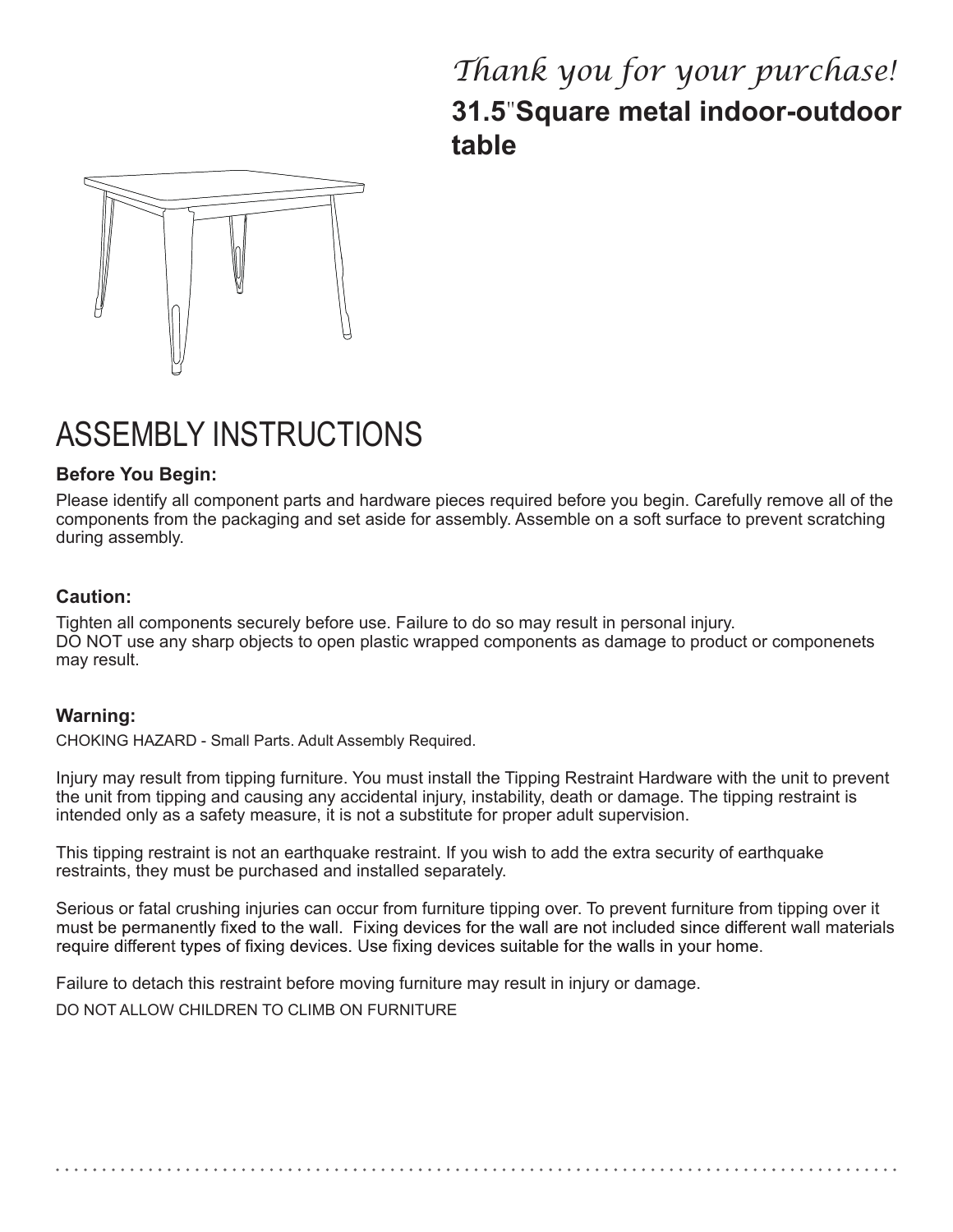*Thank you for your purchase!*

**31.5"Square metal indoor-outdoor table**

# ASSEMBLY INSTRUCTIONS

### Before You Begin:

Please identify all component parts and hardware pieces required before you begin. Carefully remove all of the components from the packaging and set aside for assembly. Assemble on a soft surface to prevent scratching during assembly.

### Caution:

Tighten all components securely before use. Failure to do so may result in personal injury.
DO NOT use any sharp objects to open plastic wrapped components as damage to product or componenets may result.

### Warning:

CHOKING HAZARD - Small Parts. Adult Assembly Required.

Injury may result from tipping furniture. You must install the Tipping Restraint Hardware with the unit to prevent the unit from tipping and causing any accidental injury, instability, death or damage. The tipping restraint is intended only as a safety measure, it is not a substitute for proper adult supervision.

This tipping restraint is not an earthquake restraint. If you wish to add the extra security of earthquake restraints, they must be purchased and installed separately.

Serious or fatal crushing injuries can occur from furniture tipping over. To prevent furniture from tipping over it must be permanently fixed to the wall. Fixing devices for the wall are not included since different wall materials require different types of fixing devices. Use fixing devices suitable for the walls in your home.

Failure to detach this restraint before moving furniture may result in injury or damage.

DO NOT ALLOW CHILDREN TO CLIMB ON FURNITURE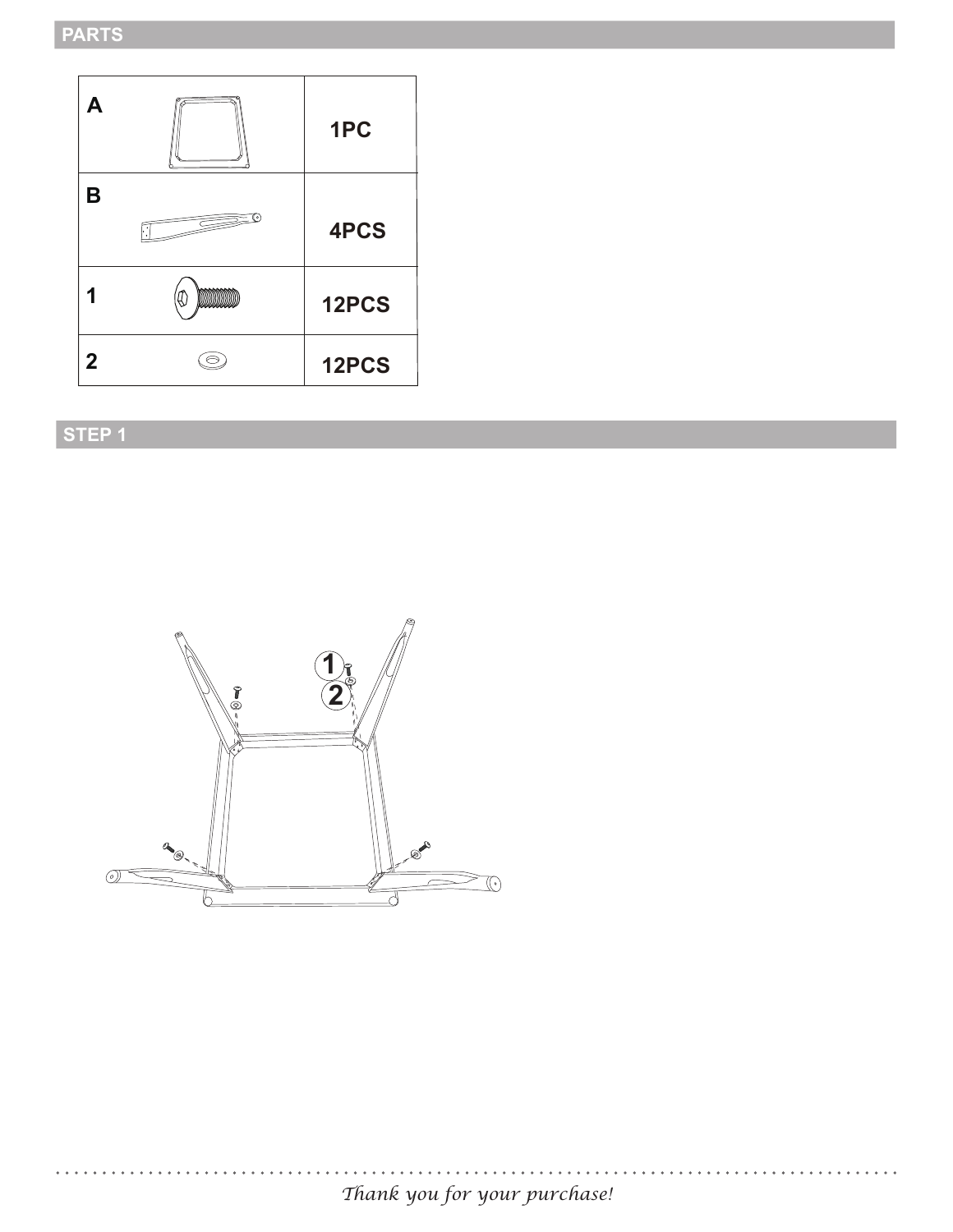## PARTS

| | | |
|---|---|---|
| A | | 1PC |
| B | | 4PCS |
| 1 | | 12PCS |
| 2 | | 12PCS |

## STEP 1

1

2

*Thank you for your purchase!*